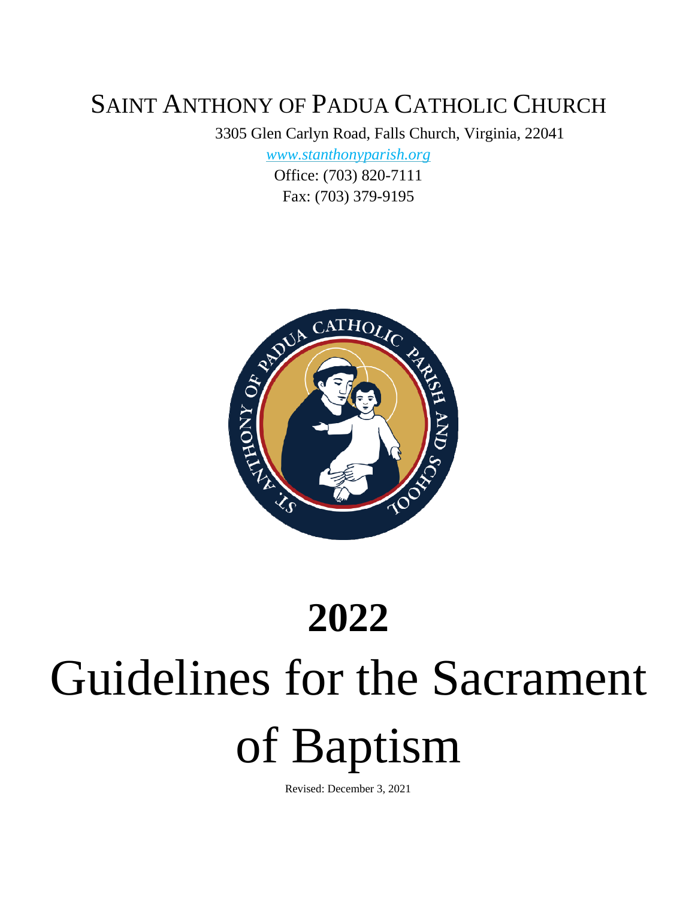# SAINT ANTHONY OF PADUA CATHOLIC CHURCH

3305 Glen Carlyn Road, Falls Church, Virginia, 22041

*www.stanthonyparish.org*

Office: (703) 820-7111

Fax: (703) 379-9195

# 2022

# Guidelines for the Sacrament of Baptism

Revised: December 3, 2021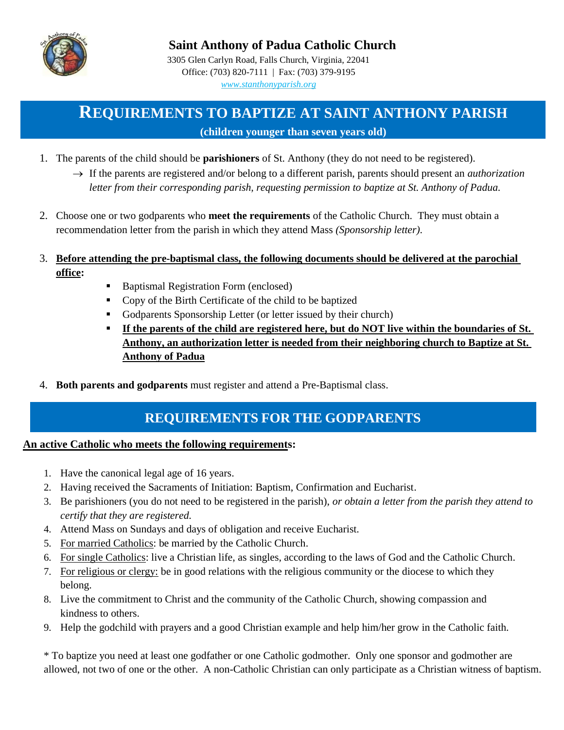# Saint Anthony of Padua Catholic Church

3305 Glen Carlyn Road, Falls Church, Virginia, 22041
Office: (703) 820-7111 | Fax: (703) 379-9195
www.stanthonyparish.org

## REQUIREMENTS TO BAPTIZE AT SAINT ANTHONY PARISH

**(children younger than seven years old)**

1. The parents of the child should be **parishioners** of St. Anthony (they do not need to be registered).
   - → If the parents are registered and/or belong to a different parish, parents should present an *authorization letter from their corresponding parish, requesting permission to baptize at St. Anthony of Padua.*

2. Choose one or two godparents who **meet the requirements** of the Catholic Church. They must obtain a recommendation letter from the parish in which they attend Mass *(Sponsorship letter)*.

3. **<u>Before attending the pre-baptismal class, the following documents should be delivered at the parochial office</u>:**
   - Baptismal Registration Form (enclosed)
   - Copy of the Birth Certificate of the child to be baptized
   - Godparents Sponsorship Letter (or letter issued by their church)
   - **<u>If the parents of the child are registered here, but do NOT live within the boundaries of St. Anthony, an authorization letter is needed from their neighboring church to Baptize at St. Anthony of Padua</u>**

4. **Both parents and godparents** must register and attend a Pre-Baptismal class.

## REQUIREMENTS FOR THE GODPARENTS

**<u>An active Catholic who meets the following requirements</u>:**

1. Have the canonical legal age of 16 years.
2. Having received the Sacraments of Initiation: Baptism, Confirmation and Eucharist.
3. Be parishioners (you do not need to be registered in the parish), *or obtain a letter from the parish they attend to certify that they are registered.*
4. Attend Mass on Sundays and days of obligation and receive Eucharist.
5. <u>For married Catholics</u>: be married by the Catholic Church.
6. <u>For single Catholics</u>: live a Christian life, as singles, according to the laws of God and the Catholic Church.
7. <u>For religious or clergy:</u> be in good relations with the religious community or the diocese to which they belong.
8. Live the commitment to Christ and the community of the Catholic Church, showing compassion and kindness to others.
9. Help the godchild with prayers and a good Christian example and help him/her grow in the Catholic faith.

* To baptize you need at least one godfather or one Catholic godmother. Only one sponsor and godmother are allowed, not two of one or the other. A non-Catholic Christian can only participate as a Christian witness of baptism.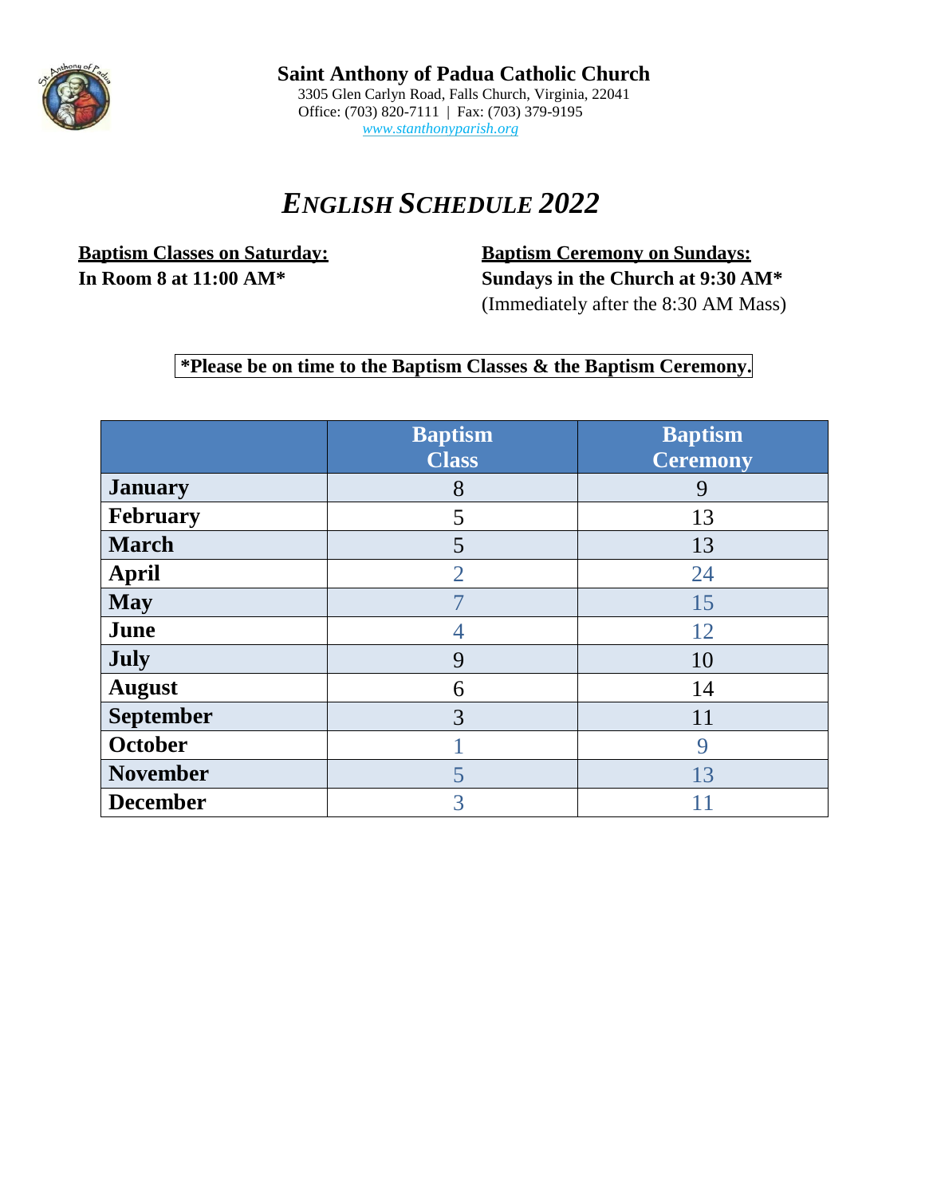**Saint Anthony of Padua Catholic Church**
3305 Glen Carlyn Road, Falls Church, Virginia, 22041
Office: (703) 820-7111 | Fax: (703) 379-9195
*www.stanthonyparish.org*

# *ENGLISH SCHEDULE 2022*

**Baptism Classes on Saturday:**
**In Room 8 at 11:00 AM***

**Baptism Ceremony on Sundays:**
**Sundays in the Church at 9:30 AM***
(Immediately after the 8:30 AM Mass)

**\*Please be on time to the Baptism Classes & the Baptism Ceremony.**

| | Baptism Class | Baptism Ceremony |
|---|---|---|
| **January** | 8 | 9 |
| **February** | 5 | 13 |
| **March** | 5 | 13 |
| **April** | 2 | 24 |
| **May** | 7 | 15 |
| **June** | 4 | 12 |
| **July** | 9 | 10 |
| **August** | 6 | 14 |
| **September** | 3 | 11 |
| **October** | 1 | 9 |
| **November** | 5 | 13 |
| **December** | 3 | 11 |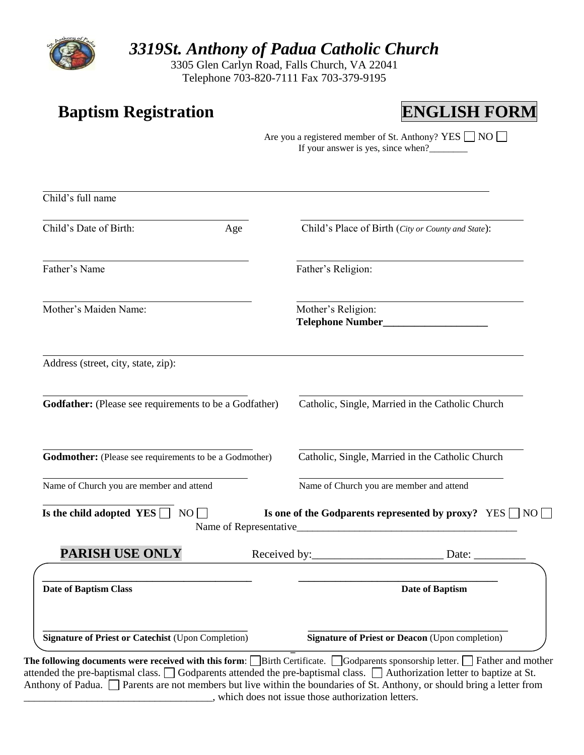# *3319St. Anthony of Padua Catholic Church*

3305 Glen Carlyn Road, Falls Church, VA 22041
Telephone 703-820-7111 Fax 703-379-9195

## Baptism Registration

## ENGLISH FORM

Are you a registered member of St. Anthony? YES ☐ NO ☐
If your answer is yes, since when?________

Child's full name

Child's Date of Birth: Age

Child's Place of Birth (*City or County and State*):

Father's Name

Father's Religion:

Mother's Maiden Name:

Mother's Religion:

**Telephone Number____________________**

Address (street, city, state, zip):

**Godfather:** (Please see requirements to be a Godfather)

Catholic, Single, Married in the Catholic Church

**Godmother:** (Please see requirements to be a Godmother)

Catholic, Single, Married in the Catholic Church

Name of Church you are member and attend

Name of Church you are member and attend

**Is the child adopted YES** ☐ NO ☐

**Is one of the Godparents represented by proxy?** YES ☐ NO ☐

Name of Representative__________________________________________

**PARISH USE ONLY**

Received by:_______________________ Date: _________

**Date of Baptism Class**

**Date of Baptism**

**Signature of Priest or Catechist** (Upon Completion)

**Signature of Priest or Deacon** (Upon completion)

**The following documents were received with this form**: ☐ Birth Certificate. ☐ Godparents sponsorship letter. ☐ Father and mother attended the pre-baptismal class. ☐ Godparents attended the pre-baptismal class. ☐ Authorization letter to baptize at St. Anthony of Padua. ☐ Parents are not members but live within the boundaries of St. Anthony, or should bring a letter from ____________________________________, which does not issue those authorization letters.